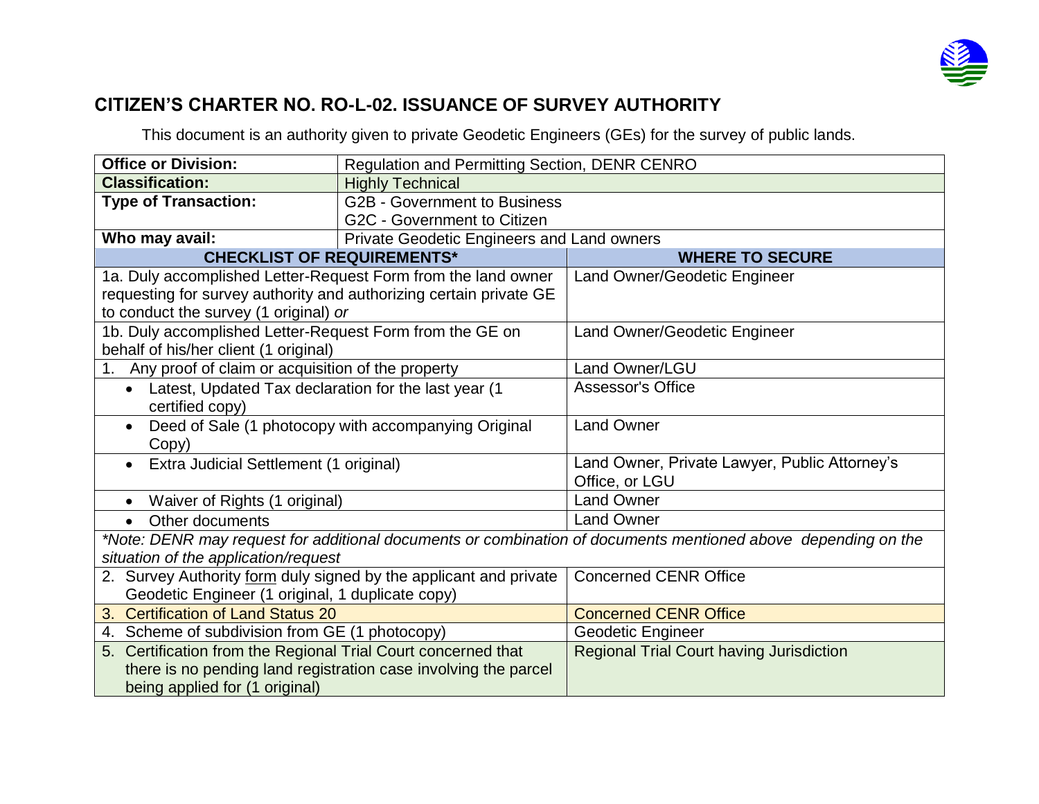## CITIZEN'S CHARTER NO. RO-L-02. ISSUANCE OF SURVEY AUTHORITY

This document is an authority given to private Geodetic Engineers (GEs) for the survey of public lands.

| **Office or Division:** | Regulation and Permitting Section, DENR CENRO |
|---|---|
| **Classification:** | Highly Technical |
| **Type of Transaction:** | G2B - Government to Business<br>G2C - Government to Citizen |
| **Who may avail:** | Private Geodetic Engineers and Land owners |

| **CHECKLIST OF REQUIREMENTS*** | **WHERE TO SECURE** |
|---|---|
| 1a. Duly accomplished Letter-Request Form from the land owner requesting for survey authority and authorizing certain private GE to conduct the survey (1 original) *or* | Land Owner/Geodetic Engineer |
| 1b. Duly accomplished Letter-Request Form from the GE on behalf of his/her client (1 original) | Land Owner/Geodetic Engineer |
| 1. Any proof of claim or acquisition of the property | Land Owner/LGU |
| • Latest, Updated Tax declaration for the last year (1 certified copy) | Assessor's Office |
| • Deed of Sale (1 photocopy with accompanying Original Copy) | Land Owner |
| • Extra Judicial Settlement (1 original) | Land Owner, Private Lawyer, Public Attorney's Office, or LGU |
| • Waiver of Rights (1 original) | Land Owner |
| • Other documents | Land Owner |
| *\*Note: DENR may request for additional documents or combination of documents mentioned above depending on the situation of the application/request* | |
| 2. Survey Authority form duly signed by the applicant and private Geodetic Engineer (1 original, 1 duplicate copy) | Concerned CENR Office |
| 3. Certification of Land Status 20 | Concerned CENR Office |
| 4. Scheme of subdivision from GE (1 photocopy) | Geodetic Engineer |
| 5. Certification from the Regional Trial Court concerned that there is no pending land registration case involving the parcel being applied for (1 original) | Regional Trial Court having Jurisdiction |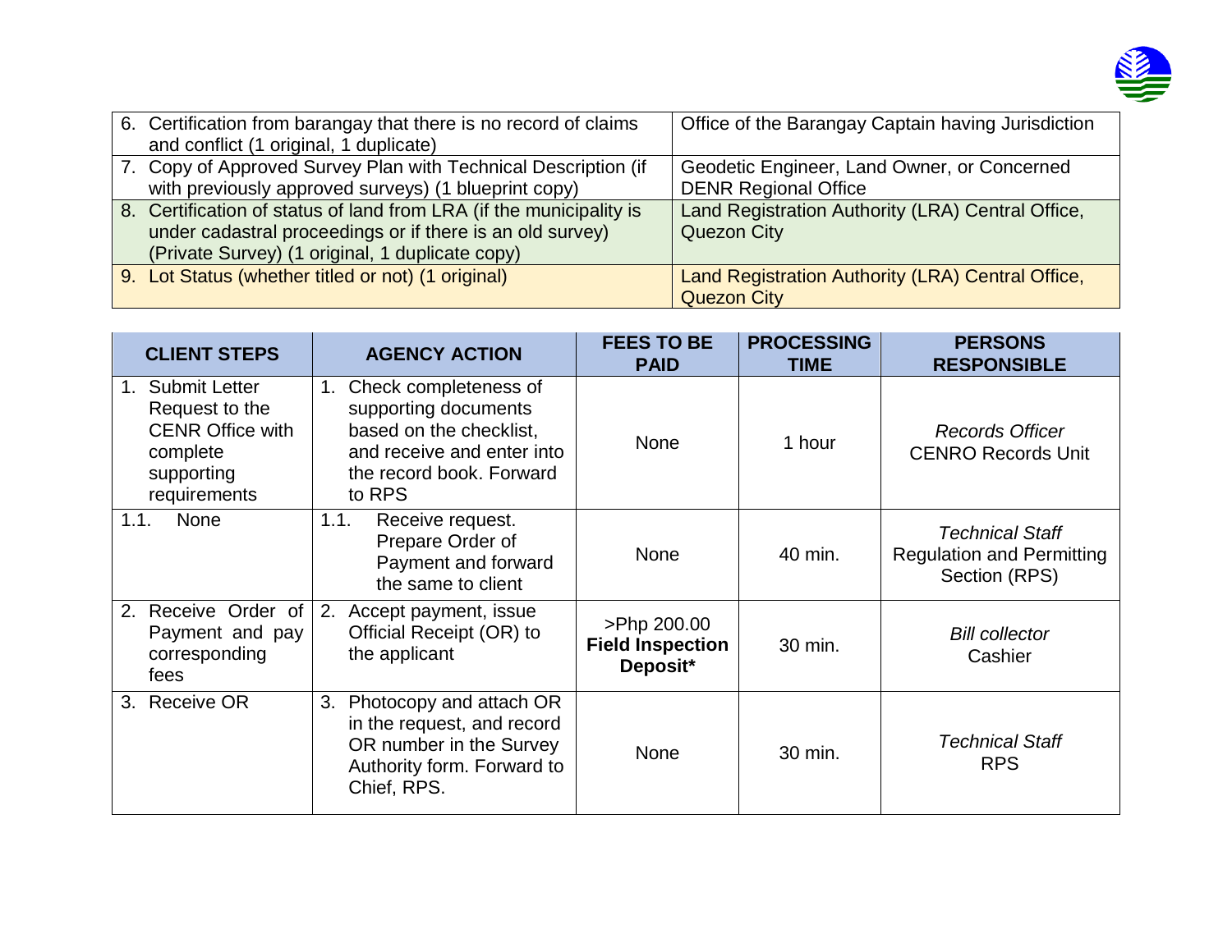| | |
|---|---|
| 6. Certification from barangay that there is no record of claims and conflict (1 original, 1 duplicate) | Office of the Barangay Captain having Jurisdiction |
| 7. Copy of Approved Survey Plan with Technical Description (if with previously approved surveys) (1 blueprint copy) | Geodetic Engineer, Land Owner, or Concerned DENR Regional Office |
| 8. Certification of status of land from LRA (if the municipality is under cadastral proceedings or if there is an old survey) (Private Survey) (1 original, 1 duplicate copy) | Land Registration Authority (LRA) Central Office, Quezon City |
| 9. Lot Status (whether titled or not) (1 original) | Land Registration Authority (LRA) Central Office, Quezon City |

| CLIENT STEPS | AGENCY ACTION | FEES TO BE PAID | PROCESSING TIME | PERSONS RESPONSIBLE |
|---|---|---|---|---|
| 1. Submit Letter Request to the CENR Office with complete supporting requirements | 1. Check completeness of supporting documents based on the checklist, and receive and enter into the record book. Forward to RPS | None | 1 hour | *Records Officer* CENRO Records Unit |
| 1.1. None | 1.1. Receive request. Prepare Order of Payment and forward the same to client | None | 40 min. | *Technical Staff* Regulation and Permitting Section (RPS) |
| 2. Receive Order of Payment and pay corresponding fees | 2. Accept payment, issue Official Receipt (OR) to the applicant | >Php 200.00 **Field Inspection Deposit*** | 30 min. | *Bill collector* Cashier |
| 3. Receive OR | 3. Photocopy and attach OR in the request, and record OR number in the Survey Authority form. Forward to Chief, RPS. | None | 30 min. | *Technical Staff* RPS |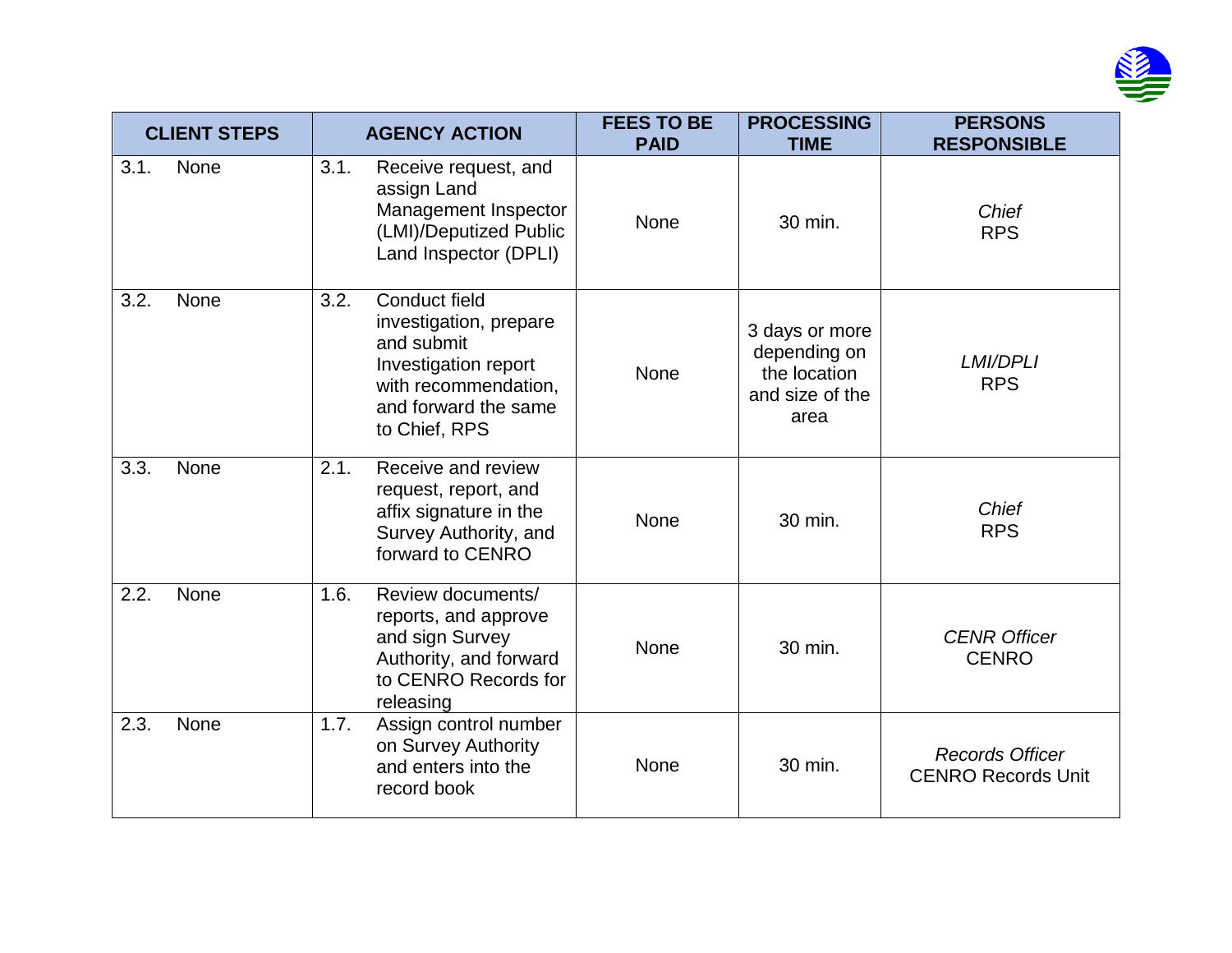| CLIENT STEPS | AGENCY ACTION | FEES TO BE PAID | PROCESSING TIME | PERSONS RESPONSIBLE |
|---|---|---|---|---|
| 3.1. None | 3.1. Receive request, and assign Land Management Inspector (LMI)/Deputized Public Land Inspector (DPLI) | None | 30 min. | *Chief* RPS |
| 3.2. None | 3.2. Conduct field investigation, prepare and submit Investigation report with recommendation, and forward the same to Chief, RPS | None | 3 days or more depending on the location and size of the area | *LMI/DPLI* RPS |
| 3.3. None | 2.1. Receive and review request, report, and affix signature in the Survey Authority, and forward to CENRO | None | 30 min. | *Chief* RPS |
| 2.2. None | 1.6. Review documents/ reports, and approve and sign Survey Authority, and forward to CENRO Records for releasing | None | 30 min. | *CENR Officer* CENRO |
| 2.3. None | 1.7. Assign control number on Survey Authority and enters into the record book | None | 30 min. | *Records Officer* CENRO Records Unit |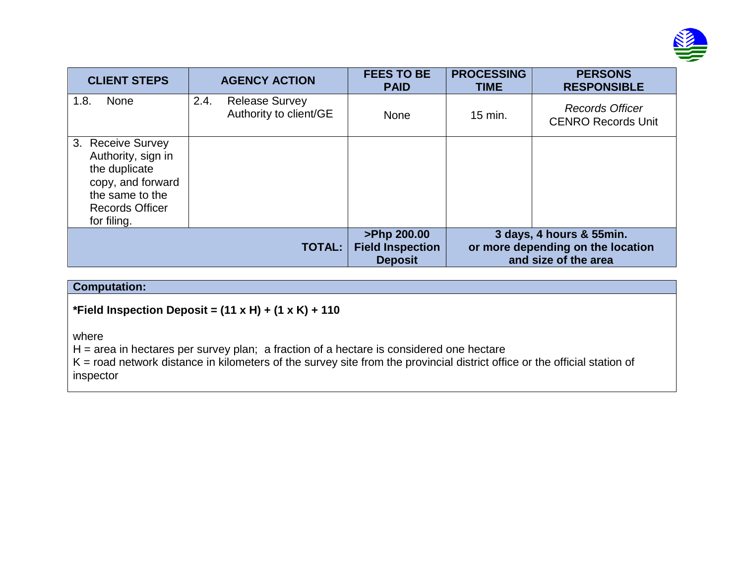| CLIENT STEPS | AGENCY ACTION | FEES TO BE PAID | PROCESSING TIME | PERSONS RESPONSIBLE |
|---|---|---|---|---|
| 1.8. None | 2.4. Release Survey Authority to client/GE | None | 15 min. | *Records Officer* CENRO Records Unit |
| 3. Receive Survey Authority, sign in the duplicate copy, and forward the same to the Records Officer for filing. | | | | |
| | **TOTAL:** | **>Php 200.00 Field Inspection Deposit** | **3 days, 4 hours & 55min. or more depending on the location and size of the area** | |

| **Computation:** |
|---|
| **\*Field Inspection Deposit = (11 x H) + (1 x K) + 110**<br><br>where<br>H = area in hectares per survey plan; a fraction of a hectare is considered one hectare<br>K = road network distance in kilometers of the survey site from the provincial district office or the official station of inspector |